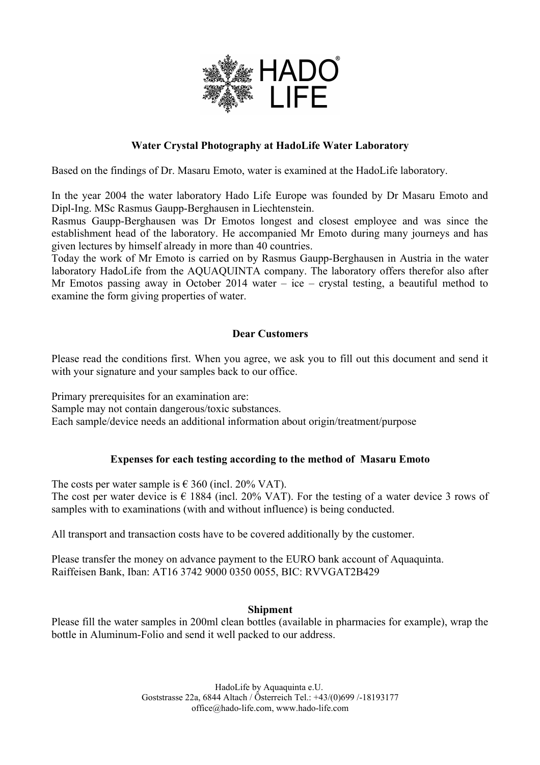HADO® LIFE

## Water Crystal Photography at HadoLife Water Laboratory

Based on the findings of Dr. Masaru Emoto, water is examined at the HadoLife laboratory.

In the year 2004 the water laboratory Hado Life Europe was founded by Dr Masaru Emoto and Dipl-Ing. MSc Rasmus Gaupp-Berghausen in Liechtenstein.
Rasmus Gaupp-Berghausen was Dr Emotos longest and closest employee and was since the establishment head of the laboratory. He accompanied Mr Emoto during many journeys and has given lectures by himself already in more than 40 countries.
Today the work of Mr Emoto is carried on by Rasmus Gaupp-Berghausen in Austria in the water laboratory HadoLife from the AQUAQUINTA company. The laboratory offers therefor also after Mr Emotos passing away in October 2014 water – ice – crystal testing, a beautiful method to examine the form giving properties of water.

### Dear Customers

Please read the conditions first. When you agree, we ask you to fill out this document and send it with your signature and your samples back to our office.

Primary prerequisites for an examination are:
Sample may not contain dangerous/toxic substances.
Each sample/device needs an additional information about origin/treatment/purpose

### Expenses for each testing according to the method of Masaru Emoto

The costs per water sample is € 360 (incl. 20% VAT).
The cost per water device is € 1884 (incl. 20% VAT). For the testing of a water device 3 rows of samples with to examinations (with and without influence) is being conducted.

All transport and transaction costs have to be covered additionally by the customer.

Please transfer the money on advance payment to the EURO bank account of Aquaquinta.
Raiffeisen Bank, Iban: AT16 3742 9000 0350 0055, BIC: RVVGAT2B429

### Shipment

Please fill the water samples in 200ml clean bottles (available in pharmacies for example), wrap the bottle in Aluminum-Folio and send it well packed to our address.

HadoLife by Aquaquinta e.U.
Goststrasse 22a, 6844 Altach / Österreich Tel.: +43/(0)699 /-18193177
office@hado-life.com, www.hado-life.com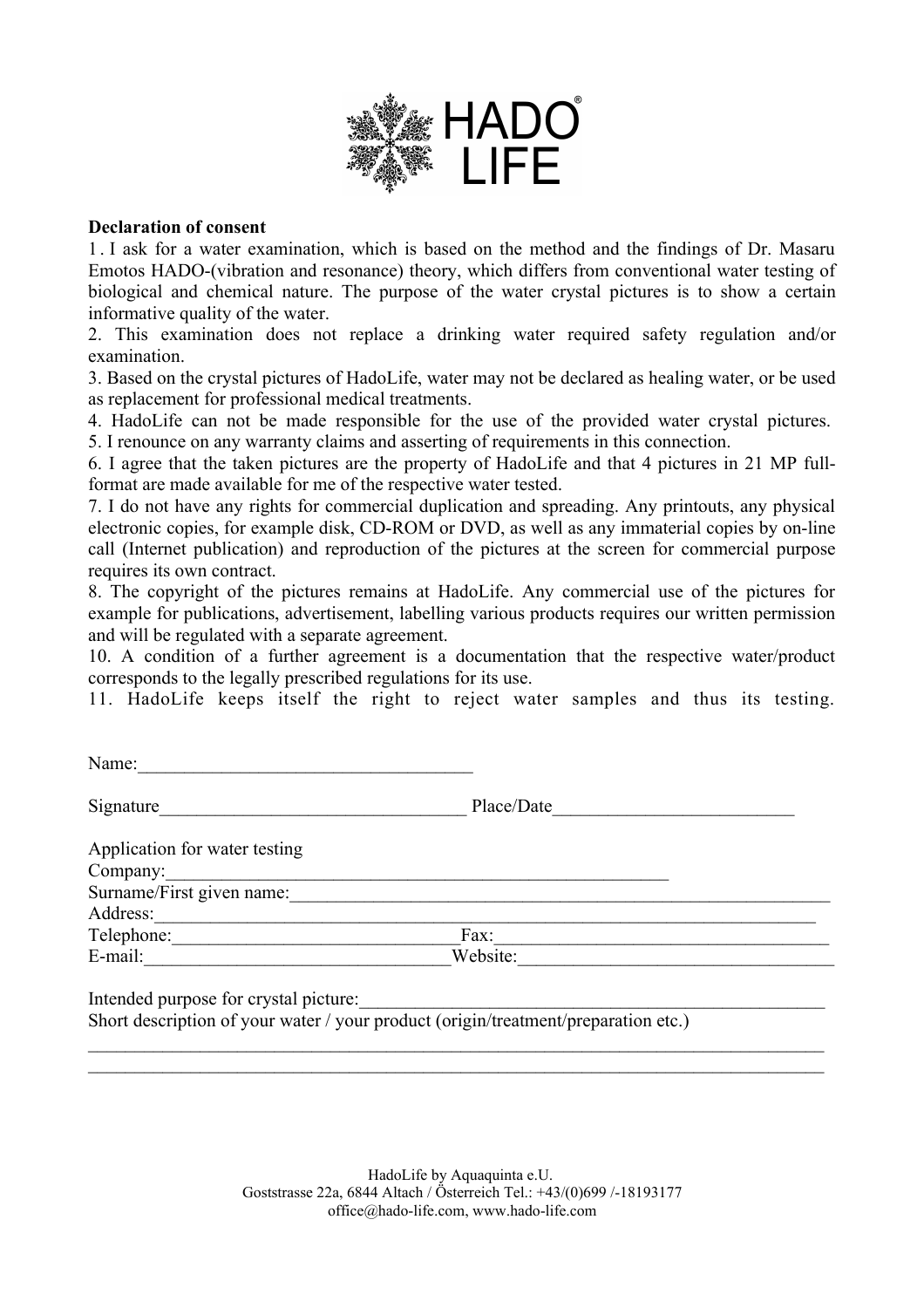HADO®
LIFE

**Declaration of consent**

1. I ask for a water examination, which is based on the method and the findings of Dr. Masaru Emotos HADO-(vibration and resonance) theory, which differs from conventional water testing of biological and chemical nature. The purpose of the water crystal pictures is to show a certain informative quality of the water.
2. This examination does not replace a drinking water required safety regulation and/or examination.
3. Based on the crystal pictures of HadoLife, water may not be declared as healing water, or be used as replacement for professional medical treatments.
4. HadoLife can not be made responsible for the use of the provided water crystal pictures.
5. I renounce on any warranty claims and asserting of requirements in this connection.
6. I agree that the taken pictures are the property of HadoLife and that 4 pictures in 21 MP full-format are made available for me of the respective water tested.
7. I do not have any rights for commercial duplication and spreading. Any printouts, any physical electronic copies, for example disk, CD-ROM or DVD, as well as any immaterial copies by on-line call (Internet publication) and reproduction of the pictures at the screen for commercial purpose requires its own contract.
8. The copyright of the pictures remains at HadoLife. Any commercial use of the pictures for example for publications, advertisement, labelling various products requires our written permission and will be regulated with a separate agreement.
10. A condition of a further agreement is a documentation that the respective water/product corresponds to the legally prescribed regulations for its use.
11. HadoLife keeps itself the right to reject water samples and thus its testing.

Name:___________________________________

Signature_________________________________ Place/Date_________________________

Application for water testing

Company:_______________________________________________________

Surname/First given name:___________________________________________________________

Address:_________________________________________________________________________

Telephone:______________________________Fax:___________________________________

E-mail:________________________________Website:_________________________________

Intended purpose for crystal picture:__________________________________________________

Short description of your water / your product (origin/treatment/preparation etc.)

_________________________________________________________________________________

_________________________________________________________________________________

HadoLife by Aquaquinta e.U.
Goststrasse 22a, 6844 Altach / Österreich Tel.: +43/(0)699 /-18193177
office@hado-life.com, www.hado-life.com